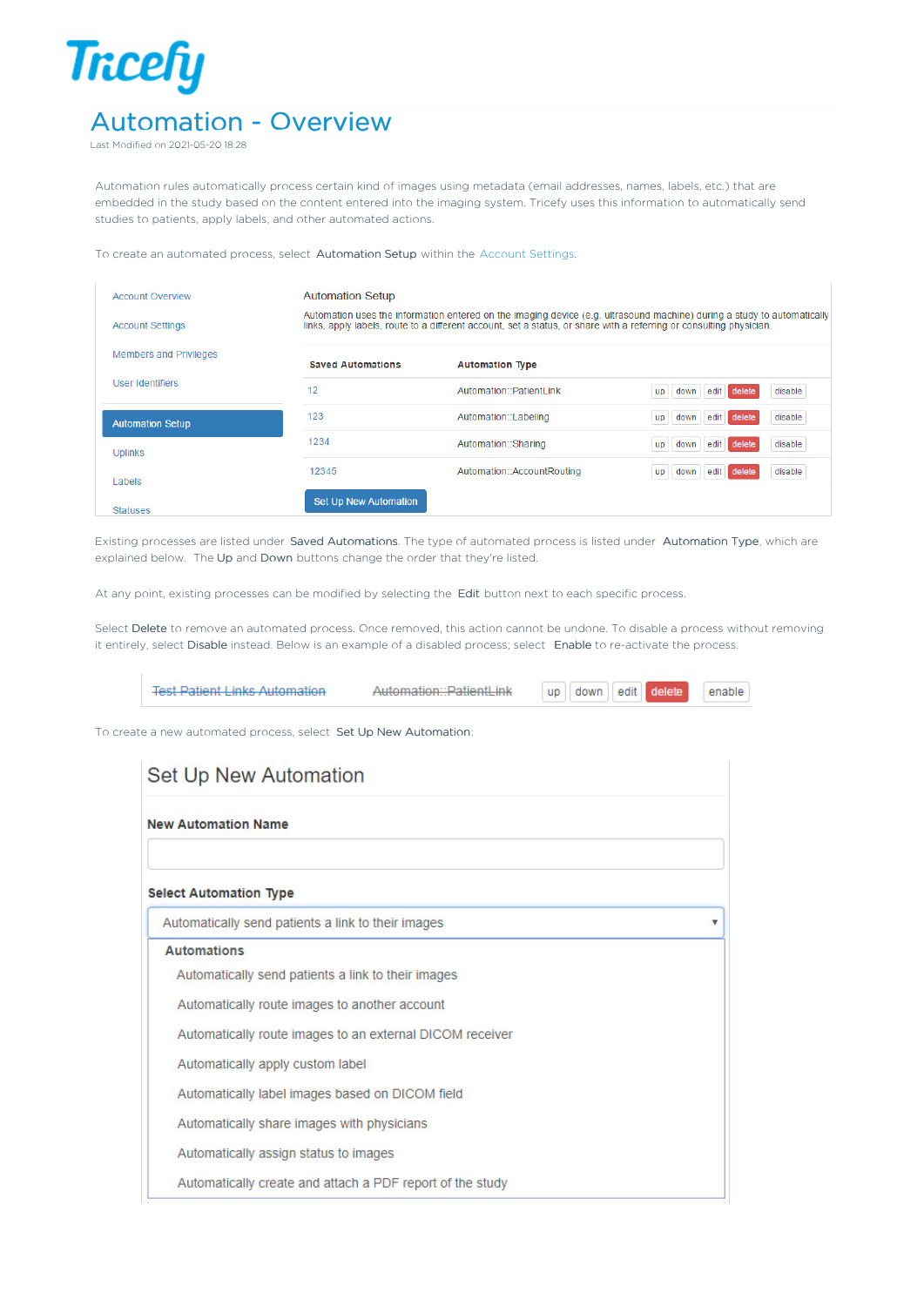# Tricefy

# Automation - Overview

Last Modified on 2021-05-20 18:28

Automation rules automatically process certain kind of images using metadata (email addresses, names, labels, etc.) that are embedded in the study based on the content entered into the imaging system. Tricefy uses this information to automatically send studies to patients, apply labels, and other automated actions.

To create an automated process, select **Automation Setup** within the Account Settings.

Account Overview
Account Settings
Members and Privileges
User Identifiers
Automation Setup
Uplinks
Labels
Statuses

**Automation Setup**

Automation uses the information entered on the imaging device (e.g. ultrasound machine) during a study to automatically links, apply labels, route to a different account, set a status, or share with a referring or consulting physician.

| Saved Automations | Automation Type | | | | | |
|---|---|---|---|---|---|---|
| 12 | Automation::PatientLink | up | down | edit | delete | disable |
| 123 | Automation::Labeling | up | down | edit | delete | disable |
| 1234 | Automation::Sharing | up | down | edit | delete | disable |
| 12345 | Automation::AccountRouting | up | down | edit | delete | disable |

Set Up New Automation

Existing processes are listed under **Saved Automations**. The type of automated process is listed under **Automation Type**, which are explained below. The **Up** and **Down** buttons change the order that they're listed.

At any point, existing processes can be modified by selecting the **Edit** button next to each specific process.

Select **Delete** to remove an automated process. Once removed, this action cannot be undone. To disable a process without removing it entirely, select **Disable** instead. Below is an example of a disabled process; select **Enable** to re-activate the process.

| ~~Test Patient Links Automation~~ | ~~Automation::PatientLink~~ | up | down | edit | delete | enable |
|---|---|---|---|---|---|---|

To create a new automated process, select **Set Up New Automation**:

## Set Up New Automation

**New Automation Name**

**Select Automation Type**

Automatically send patients a link to their images

**Automations**

- Automatically send patients a link to their images
- Automatically route images to another account
- Automatically route images to an external DICOM receiver
- Automatically apply custom label
- Automatically label images based on DICOM field
- Automatically share images with physicians
- Automatically assign status to images
- Automatically create and attach a PDF report of the study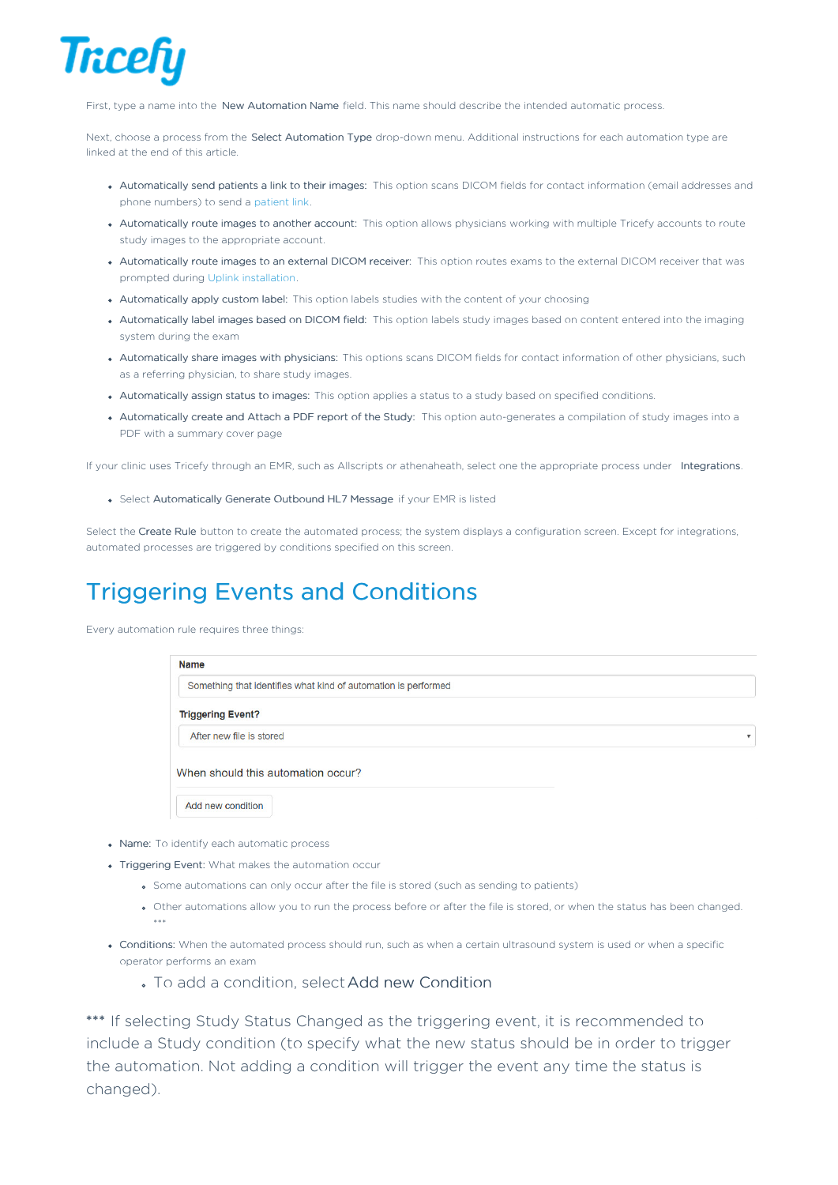First, type a name into the **New Automation Name** field. This name should describe the intended automatic process.

Next, choose a process from the **Select Automation Type** drop-down menu. Additional instructions for each automation type are linked at the end of this article.

- **Automatically send patients a link to their images:** This option scans DICOM fields for contact information (email addresses and phone numbers) to send a patient link.
- **Automatically route images to another account:** This option allows physicians working with multiple Tricefy accounts to route study images to the appropriate account.
- **Automatically route images to an external DICOM receiver:** This option routes exams to the external DICOM receiver that was prompted during Uplink installation.
- **Automatically apply custom label:** This option labels studies with the content of your choosing
- **Automatically label images based on DICOM field:** This option labels study images based on content entered into the imaging system during the exam
- **Automatically share images with physicians:** This options scans DICOM fields for contact information of other physicians, such as a referring physician, to share study images.
- **Automatically assign status to images:** This option applies a status to a study based on specified conditions.
- **Automatically create and Attach a PDF report of the Study:** This option auto-generates a compilation of study images into a PDF with a summary cover page

If your clinic uses Tricefy through an EMR, such as Allscripts or athenaheath, select one the appropriate process under **Integrations**.

- Select **Automatically Generate Outbound HL7 Message** if your EMR is listed

Select the **Create Rule** button to create the automated process; the system displays a configuration screen. Except for integrations, automated processes are triggered by conditions specified on this screen.

## Triggering Events and Conditions

Every automation rule requires three things:

**Name**

Something that identifies what kind of automation is performed

**Triggering Event?**

After new file is stored

When should this automation occur?

Add new condition

- **Name:** To identify each automatic process
- **Triggering Event:** What makes the automation occur
  - Some automations can only occur after the file is stored (such as sending to patients)
  - Other automations allow you to run the process before or after the file is stored, or when the status has been changed. ***
- **Conditions:** When the automated process should run, such as when a certain ultrasound system is used or when a specific operator performs an exam
  - To add a condition, select **Add new Condition**

*** If selecting Study Status Changed as the triggering event, it is recommended to include a Study condition (to specify what the new status should be in order to trigger the automation. Not adding a condition will trigger the event any time the status is changed).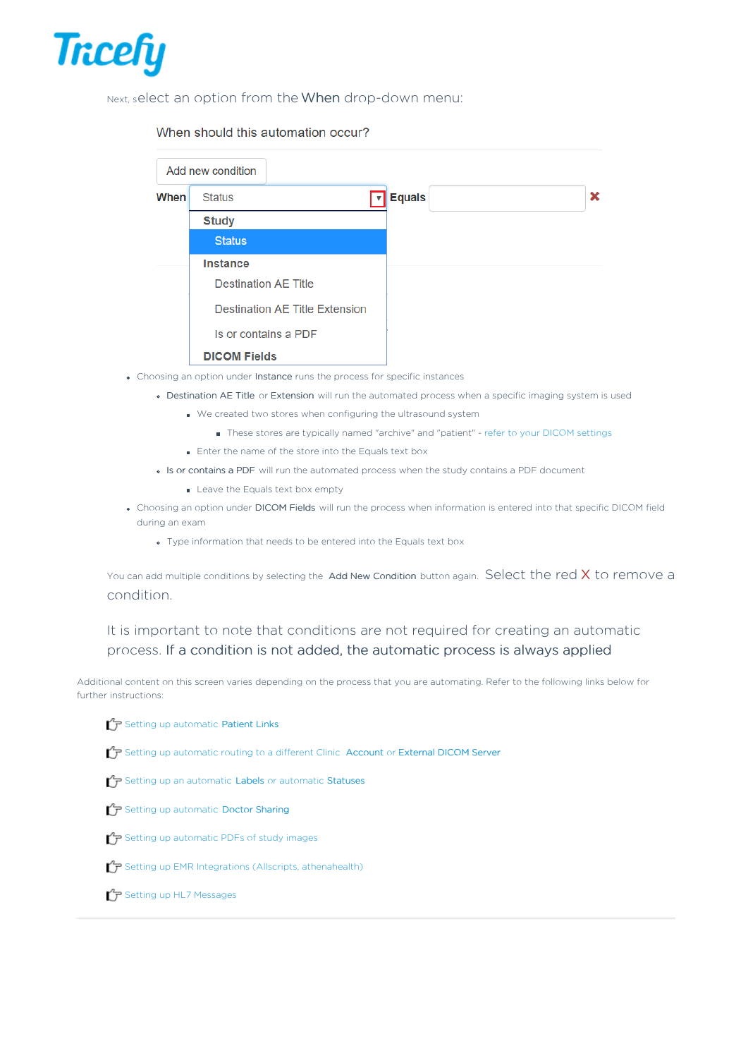Next, select an option from the **When** drop-down menu:

When should this automation occur?

Add new condition

**When** Status **Equals**

**Study**

Status

**Instance**

Destination AE Title

Destination AE Title Extension

Is or contains a PDF

**DICOM Fields**

- Choosing an option under **Instance** runs the process for specific instances
  - **Destination AE Title** or **Extension** will run the automated process when a specific imaging system is used
    - We created two stores when configuring the ultrasound system
      - These stores are typically named "archive" and "patient" - refer to your DICOM settings
    - Enter the name of the store into the Equals text box
  - **Is or contains a PDF** will run the automated process when the study contains a PDF document
    - Leave the Equals text box empty
- Choosing an option under **DICOM Fields** will run the process when information is entered into that specific DICOM field during an exam
  - Type information that needs to be entered into the Equals text box

You can add multiple conditions by selecting the **Add New Condition** button again. Select the red X to remove a condition.

It is important to note that conditions are not required for creating an automatic process. If a condition is not added, the automatic process is always applied

Additional content on this screen varies depending on the process that you are automating. Refer to the following links below for further instructions:

- Setting up automatic **Patient Links**
- Setting up automatic routing to a different Clinic **Account** or **External DICOM Server**
- Setting up an automatic **Labels** or automatic **Statuses**
- Setting up automatic **Doctor Sharing**
- Setting up automatic PDFs of study images
- Setting up EMR Integrations (Allscripts, athenahealth)
- Setting up HL7 Messages